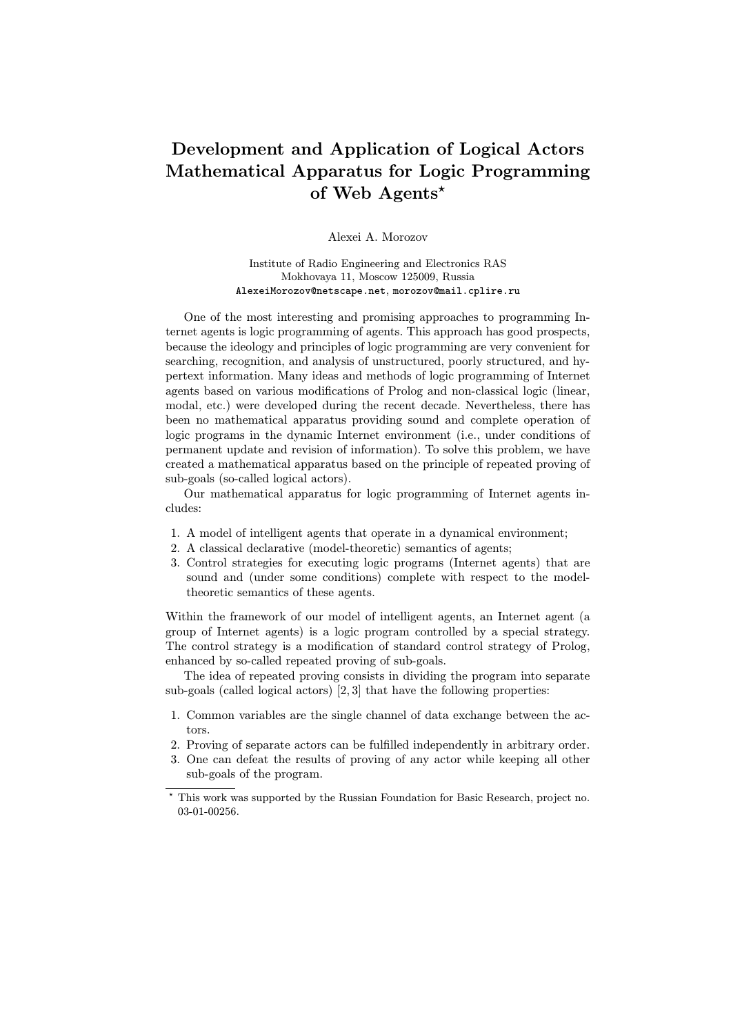# Development and Application of Logical Actors Mathematical Apparatus for Logic Programming of Web Agents*

Alexei A. Morozov

Institute of Radio Engineering and Electronics RAS
Mokhovaya 11, Moscow 125009, Russia
AlexeiMorozov@netscape.net, morozov@mail.cplire.ru

One of the most interesting and promising approaches to programming Internet agents is logic programming of agents. This approach has good prospects, because the ideology and principles of logic programming are very convenient for searching, recognition, and analysis of unstructured, poorly structured, and hypertext information. Many ideas and methods of logic programming of Internet agents based on various modifications of Prolog and non-classical logic (linear, modal, etc.) were developed during the recent decade. Nevertheless, there has been no mathematical apparatus providing sound and complete operation of logic programs in the dynamic Internet environment (i.e., under conditions of permanent update and revision of information). To solve this problem, we have created a mathematical apparatus based on the principle of repeated proving of sub-goals (so-called logical actors).

Our mathematical apparatus for logic programming of Internet agents includes:

1. A model of intelligent agents that operate in a dynamical environment;
2. A classical declarative (model-theoretic) semantics of agents;
3. Control strategies for executing logic programs (Internet agents) that are sound and (under some conditions) complete with respect to the model-theoretic semantics of these agents.

Within the framework of our model of intelligent agents, an Internet agent (a group of Internet agents) is a logic program controlled by a special strategy. The control strategy is a modification of standard control strategy of Prolog, enhanced by so-called repeated proving of sub-goals.

The idea of repeated proving consists in dividing the program into separate sub-goals (called logical actors) [2, 3] that have the following properties:

1. Common variables are the single channel of data exchange between the actors.
2. Proving of separate actors can be fulfilled independently in arbitrary order.
3. One can defeat the results of proving of any actor while keeping all other sub-goals of the program.

* This work was supported by the Russian Foundation for Basic Research, project no. 03-01-00256.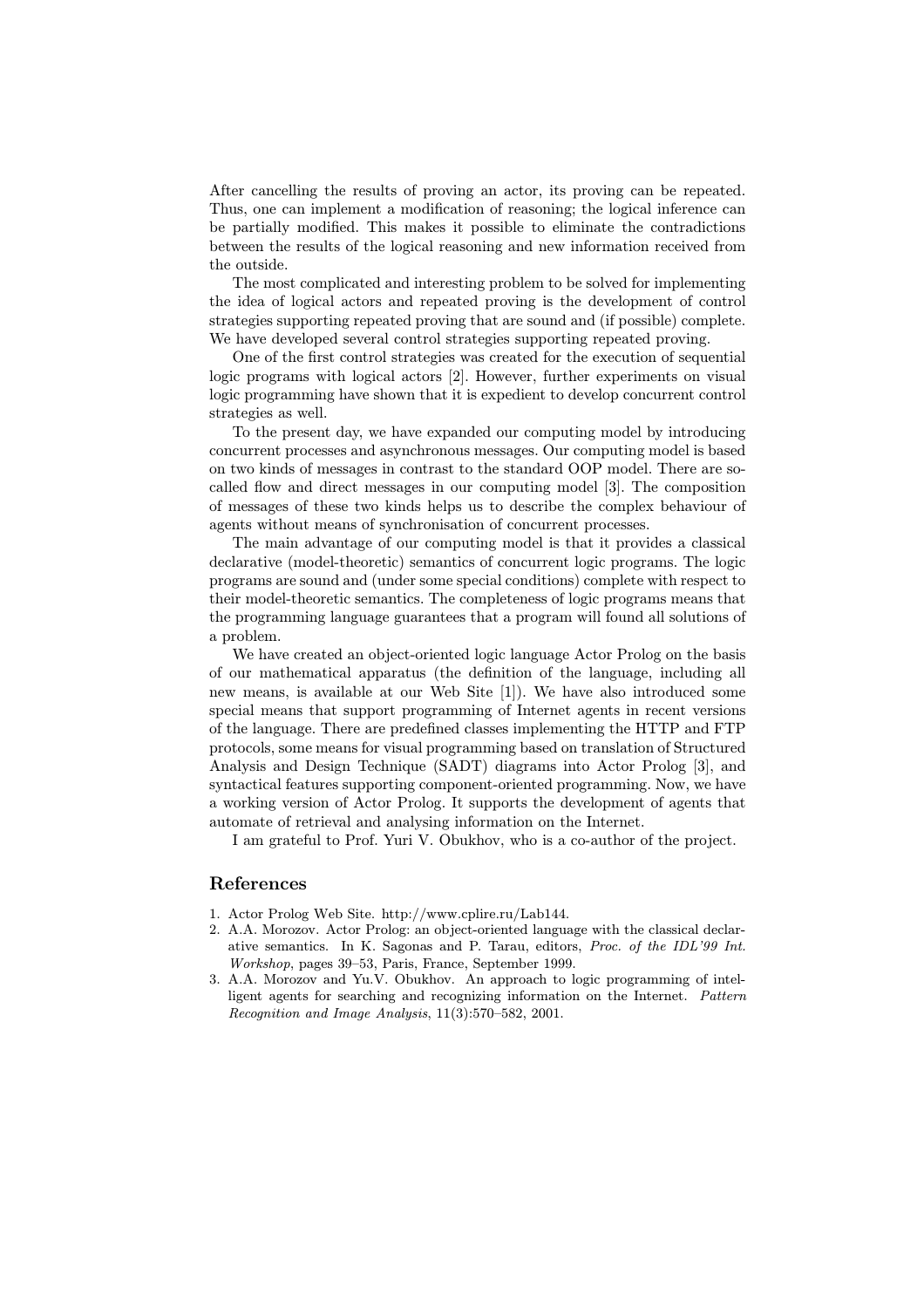After cancelling the results of proving an actor, its proving can be repeated. Thus, one can implement a modification of reasoning; the logical inference can be partially modified. This makes it possible to eliminate the contradictions between the results of the logical reasoning and new information received from the outside.

The most complicated and interesting problem to be solved for implementing the idea of logical actors and repeated proving is the development of control strategies supporting repeated proving that are sound and (if possible) complete. We have developed several control strategies supporting repeated proving.

One of the first control strategies was created for the execution of sequential logic programs with logical actors [2]. However, further experiments on visual logic programming have shown that it is expedient to develop concurrent control strategies as well.

To the present day, we have expanded our computing model by introducing concurrent processes and asynchronous messages. Our computing model is based on two kinds of messages in contrast to the standard OOP model. There are so-called flow and direct messages in our computing model [3]. The composition of messages of these two kinds helps us to describe the complex behaviour of agents without means of synchronisation of concurrent processes.

The main advantage of our computing model is that it provides a classical declarative (model-theoretic) semantics of concurrent logic programs. The logic programs are sound and (under some special conditions) complete with respect to their model-theoretic semantics. The completeness of logic programs means that the programming language guarantees that a program will found all solutions of a problem.

We have created an object-oriented logic language Actor Prolog on the basis of our mathematical apparatus (the definition of the language, including all new means, is available at our Web Site [1]). We have also introduced some special means that support programming of Internet agents in recent versions of the language. There are predefined classes implementing the HTTP and FTP protocols, some means for visual programming based on translation of Structured Analysis and Design Technique (SADT) diagrams into Actor Prolog [3], and syntactical features supporting component-oriented programming. Now, we have a working version of Actor Prolog. It supports the development of agents that automate of retrieval and analysing information on the Internet.

I am grateful to Prof. Yuri V. Obukhov, who is a co-author of the project.

## References

1. Actor Prolog Web Site. http://www.cplire.ru/Lab144.
2. A.A. Morozov. Actor Prolog: an object-oriented language with the classical declarative semantics. In K. Sagonas and P. Tarau, editors, *Proc. of the IDL'99 Int. Workshop*, pages 39–53, Paris, France, September 1999.
3. A.A. Morozov and Yu.V. Obukhov. An approach to logic programming of intelligent agents for searching and recognizing information on the Internet. *Pattern Recognition and Image Analysis*, 11(3):570–582, 2001.